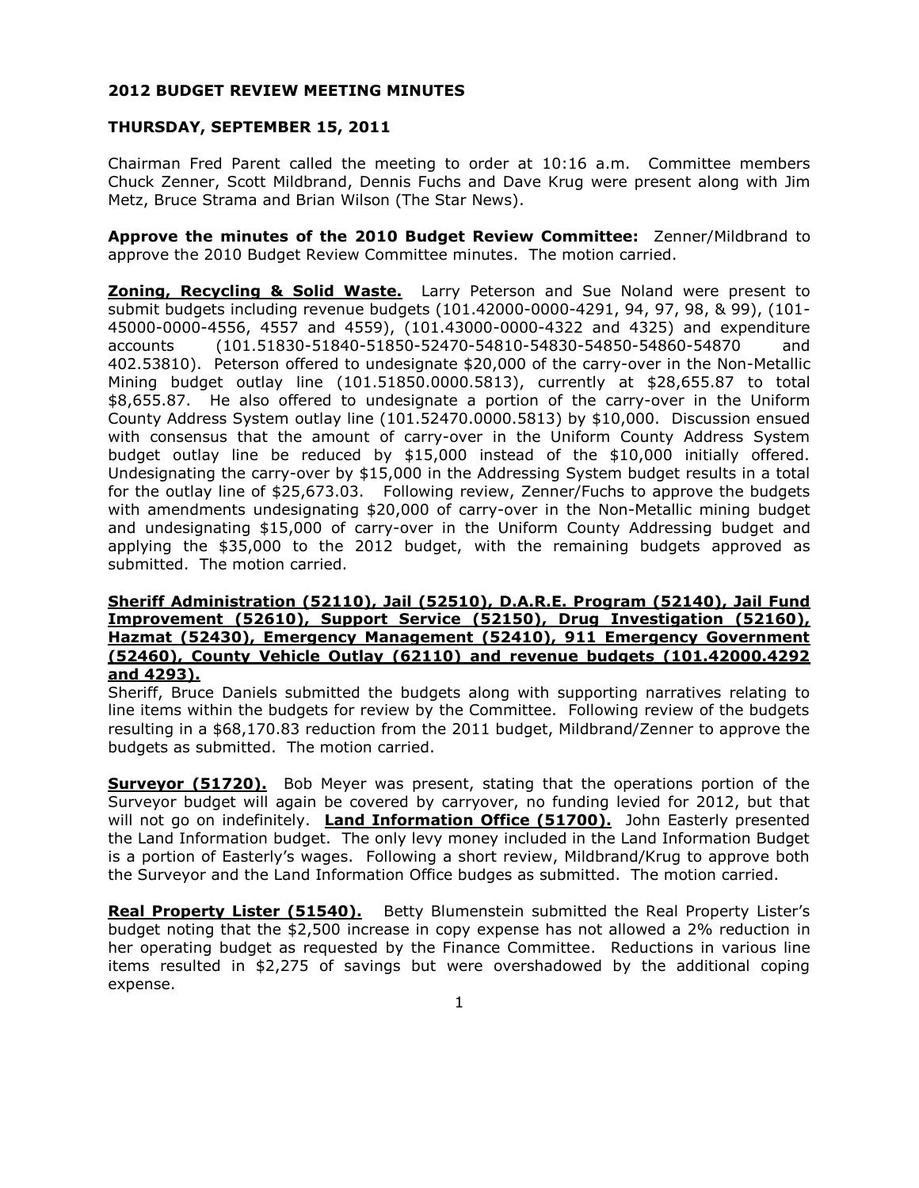**2012 BUDGET REVIEW MEETING MINUTES**

**THURSDAY, SEPTEMBER 15, 2011**

Chairman Fred Parent called the meeting to order at 10:16 a.m. Committee members Chuck Zenner, Scott Mildbrand, Dennis Fuchs and Dave Krug were present along with Jim Metz, Bruce Strama and Brian Wilson (The Star News).

**Approve the minutes of the 2010 Budget Review Committee:** Zenner/Mildbrand to approve the 2010 Budget Review Committee minutes. The motion carried.

**Zoning, Recycling & Solid Waste.** Larry Peterson and Sue Noland were present to submit budgets including revenue budgets (101.42000-0000-4291, 94, 97, 98, & 99), (101-45000-0000-4556, 4557 and 4559), (101.43000-0000-4322 and 4325) and expenditure accounts (101.51830-51840-51850-52470-54810-54830-54850-54860-54870 and 402.53810). Peterson offered to undesignate $20,000 of the carry-over in the Non-Metallic Mining budget outlay line (101.51850.0000.5813), currently at $28,655.87 to total $8,655.87. He also offered to undesignate a portion of the carry-over in the Uniform County Address System outlay line (101.52470.0000.5813) by $10,000. Discussion ensued with consensus that the amount of carry-over in the Uniform County Address System budget outlay line be reduced by $15,000 instead of the $10,000 initially offered. Undesignating the carry-over by $15,000 in the Addressing System budget results in a total for the outlay line of $25,673.03. Following review, Zenner/Fuchs to approve the budgets with amendments undesignating $20,000 of carry-over in the Non-Metallic mining budget and undesignating $15,000 of carry-over in the Uniform County Addressing budget and applying the $35,000 to the 2012 budget, with the remaining budgets approved as submitted. The motion carried.

**Sheriff Administration (52110), Jail (52510), D.A.R.E. Program (52140), Jail Fund Improvement (52610), Support Service (52150), Drug Investigation (52160), Hazmat (52430), Emergency Management (52410), 911 Emergency Government (52460), County Vehicle Outlay (62110) and revenue budgets (101.42000.4292 and 4293).**

Sheriff, Bruce Daniels submitted the budgets along with supporting narratives relating to line items within the budgets for review by the Committee. Following review of the budgets resulting in a $68,170.83 reduction from the 2011 budget, Mildbrand/Zenner to approve the budgets as submitted. The motion carried.

**Surveyor (51720).** Bob Meyer was present, stating that the operations portion of the Surveyor budget will again be covered by carryover, no funding levied for 2012, but that will not go on indefinitely. **Land Information Office (51700).** John Easterly presented the Land Information budget. The only levy money included in the Land Information Budget is a portion of Easterly's wages. Following a short review, Mildbrand/Krug to approve both the Surveyor and the Land Information Office budges as submitted. The motion carried.

**Real Property Lister (51540).** Betty Blumenstein submitted the Real Property Lister's budget noting that the $2,500 increase in copy expense has not allowed a 2% reduction in her operating budget as requested by the Finance Committee. Reductions in various line items resulted in $2,275 of savings but were overshadowed by the additional coping expense.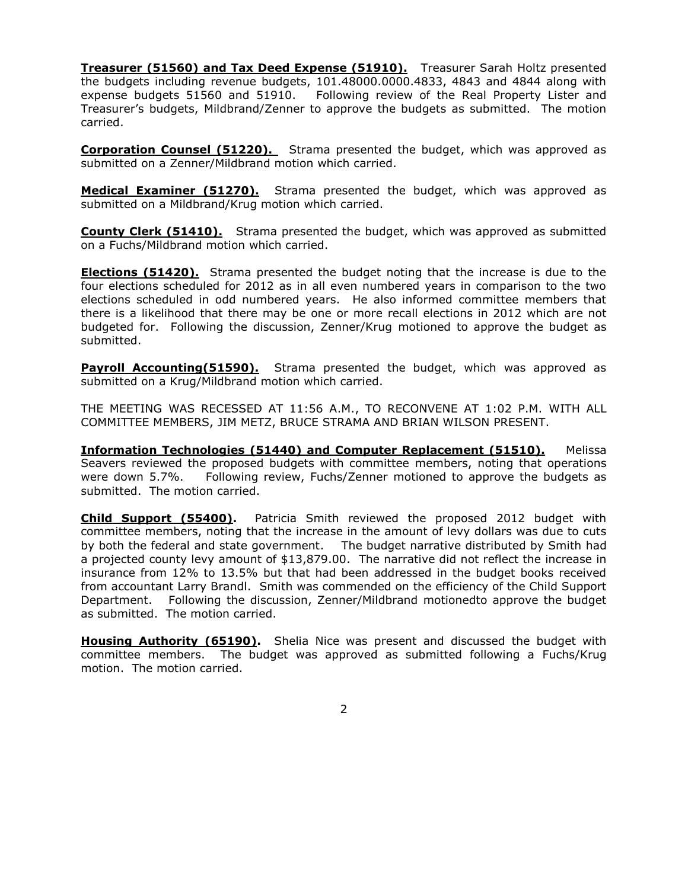**Treasurer (51560) and Tax Deed Expense (51910).** Treasurer Sarah Holtz presented the budgets including revenue budgets, 101.48000.0000.4833, 4843 and 4844 along with expense budgets 51560 and 51910. Following review of the Real Property Lister and Treasurer's budgets, Mildbrand/Zenner to approve the budgets as submitted. The motion carried.

**Corporation Counsel (51220).** Strama presented the budget, which was approved as submitted on a Zenner/Mildbrand motion which carried.

**Medical Examiner (51270).** Strama presented the budget, which was approved as submitted on a Mildbrand/Krug motion which carried.

**County Clerk (51410).** Strama presented the budget, which was approved as submitted on a Fuchs/Mildbrand motion which carried.

**Elections (51420).** Strama presented the budget noting that the increase is due to the four elections scheduled for 2012 as in all even numbered years in comparison to the two elections scheduled in odd numbered years. He also informed committee members that there is a likelihood that there may be one or more recall elections in 2012 which are not budgeted for. Following the discussion, Zenner/Krug motioned to approve the budget as submitted.

**Payroll Accounting(51590).** Strama presented the budget, which was approved as submitted on a Krug/Mildbrand motion which carried.

THE MEETING WAS RECESSED AT 11:56 A.M., TO RECONVENE AT 1:02 P.M. WITH ALL COMMITTEE MEMBERS, JIM METZ, BRUCE STRAMA AND BRIAN WILSON PRESENT.

**Information Technologies (51440) and Computer Replacement (51510).** Melissa Seavers reviewed the proposed budgets with committee members, noting that operations were down 5.7%. Following review, Fuchs/Zenner motioned to approve the budgets as submitted. The motion carried.

**Child Support (55400).** Patricia Smith reviewed the proposed 2012 budget with committee members, noting that the increase in the amount of levy dollars was due to cuts by both the federal and state government. The budget narrative distributed by Smith had a projected county levy amount of $13,879.00. The narrative did not reflect the increase in insurance from 12% to 13.5% but that had been addressed in the budget books received from accountant Larry Brandl. Smith was commended on the efficiency of the Child Support Department. Following the discussion, Zenner/Mildbrand motionedto approve the budget as submitted. The motion carried.

**Housing Authority (65190).** Shelia Nice was present and discussed the budget with committee members. The budget was approved as submitted following a Fuchs/Krug motion. The motion carried.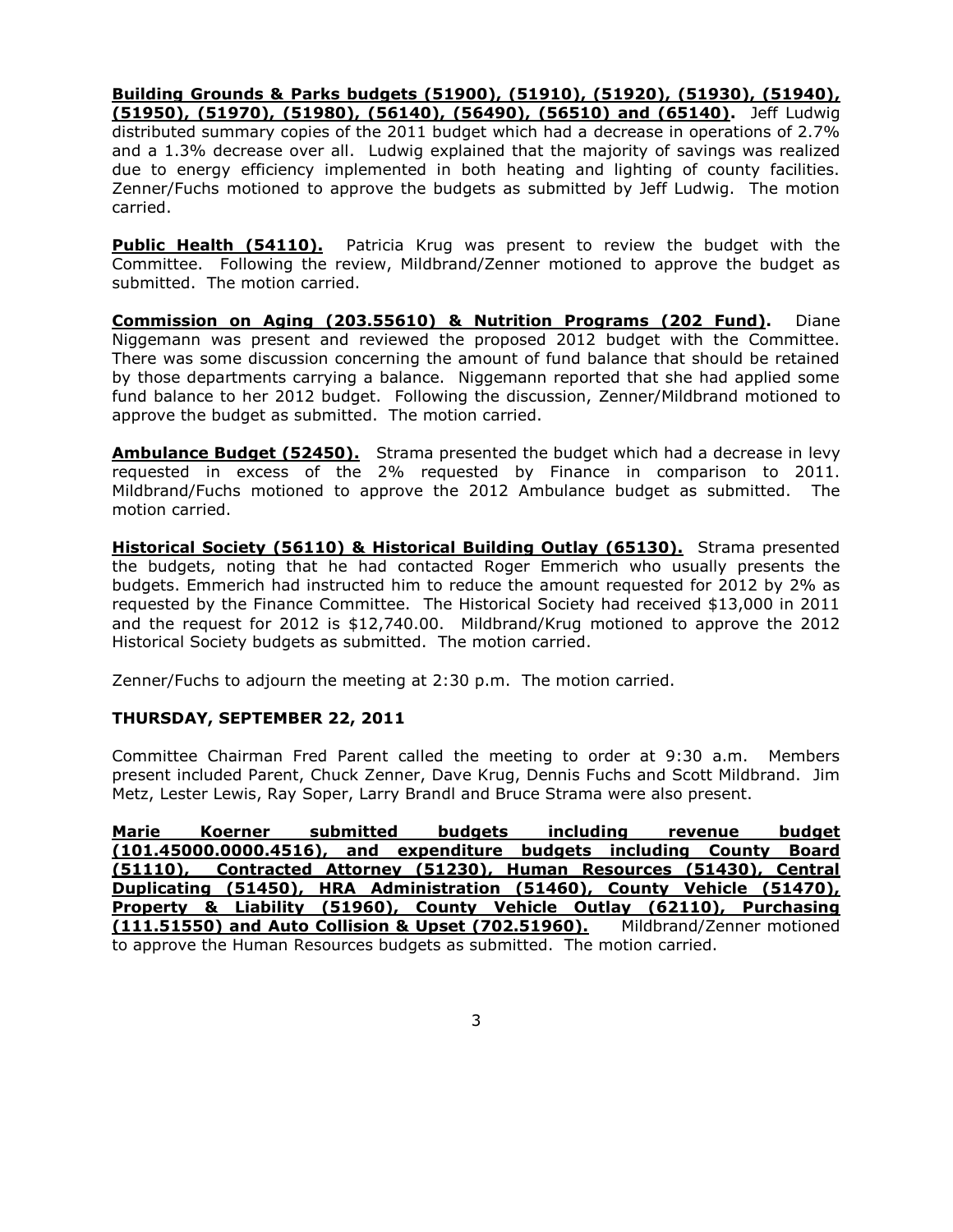**Building Grounds & Parks budgets (51900), (51910), (51920), (51930), (51940), (51950), (51970), (51980), (56140), (56490), (56510) and (65140).** Jeff Ludwig distributed summary copies of the 2011 budget which had a decrease in operations of 2.7% and a 1.3% decrease over all. Ludwig explained that the majority of savings was realized due to energy efficiency implemented in both heating and lighting of county facilities. Zenner/Fuchs motioned to approve the budgets as submitted by Jeff Ludwig. The motion carried.

**Public Health (54110).** Patricia Krug was present to review the budget with the Committee. Following the review, Mildbrand/Zenner motioned to approve the budget as submitted. The motion carried.

**Commission on Aging (203.55610) & Nutrition Programs (202 Fund).** Diane Niggemann was present and reviewed the proposed 2012 budget with the Committee. There was some discussion concerning the amount of fund balance that should be retained by those departments carrying a balance. Niggemann reported that she had applied some fund balance to her 2012 budget. Following the discussion, Zenner/Mildbrand motioned to approve the budget as submitted. The motion carried.

**Ambulance Budget (52450).** Strama presented the budget which had a decrease in levy requested in excess of the 2% requested by Finance in comparison to 2011. Mildbrand/Fuchs motioned to approve the 2012 Ambulance budget as submitted. The motion carried.

**Historical Society (56110) & Historical Building Outlay (65130).** Strama presented the budgets, noting that he had contacted Roger Emmerich who usually presents the budgets. Emmerich had instructed him to reduce the amount requested for 2012 by 2% as requested by the Finance Committee. The Historical Society had received $13,000 in 2011 and the request for 2012 is $12,740.00. Mildbrand/Krug motioned to approve the 2012 Historical Society budgets as submitted. The motion carried.

Zenner/Fuchs to adjourn the meeting at 2:30 p.m. The motion carried.

## THURSDAY, SEPTEMBER 22, 2011

Committee Chairman Fred Parent called the meeting to order at 9:30 a.m. Members present included Parent, Chuck Zenner, Dave Krug, Dennis Fuchs and Scott Mildbrand. Jim Metz, Lester Lewis, Ray Soper, Larry Brandl and Bruce Strama were also present.

**Marie Koerner submitted budgets including revenue budget (101.45000.0000.4516), and expenditure budgets including County Board (51110), Contracted Attorney (51230), Human Resources (51430), Central Duplicating (51450), HRA Administration (51460), County Vehicle (51470), Property & Liability (51960), County Vehicle Outlay (62110), Purchasing (111.51550) and Auto Collision & Upset (702.51960).** Mildbrand/Zenner motioned to approve the Human Resources budgets as submitted. The motion carried.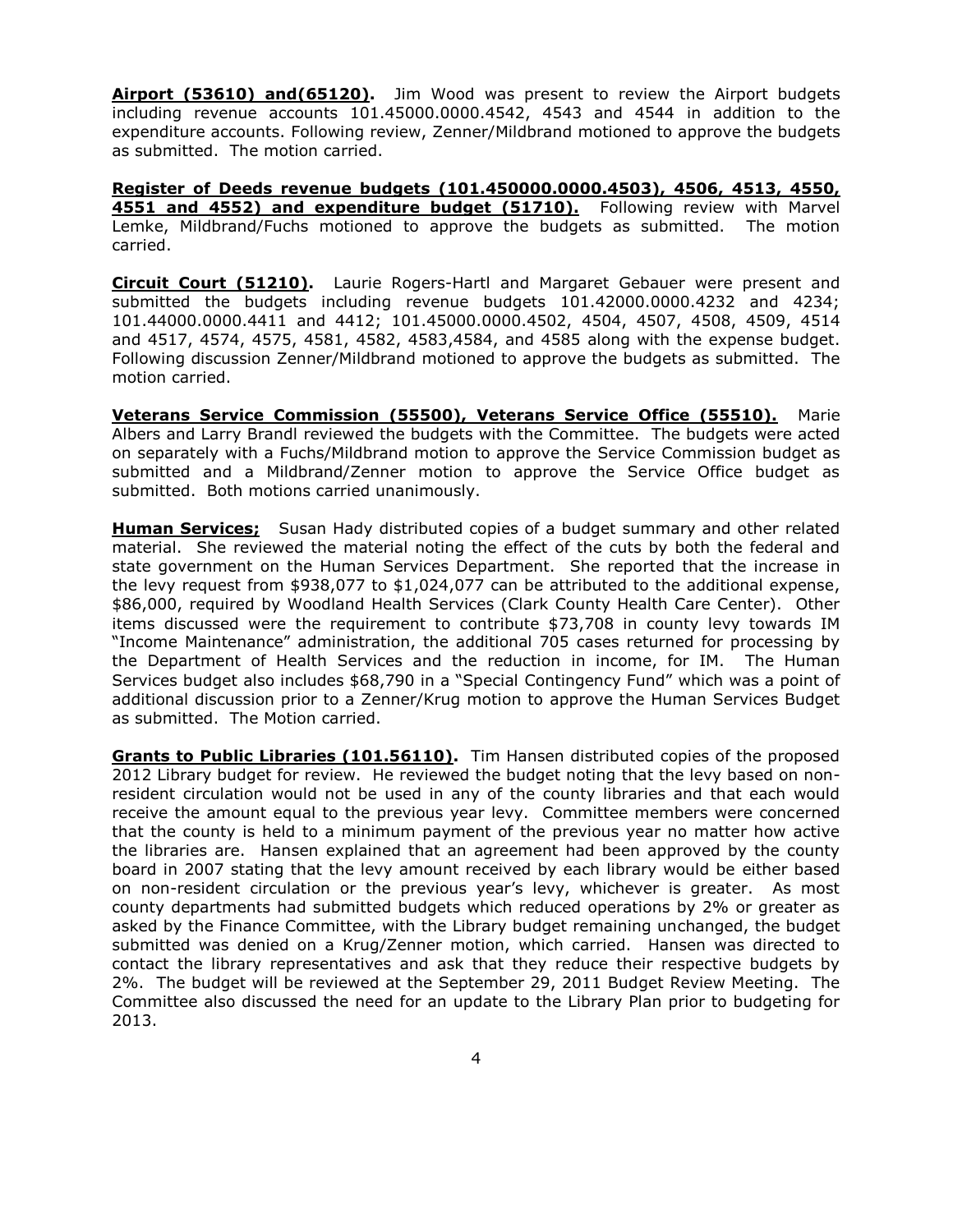**<u>Airport (53610) and(65120).</u>** Jim Wood was present to review the Airport budgets including revenue accounts 101.45000.0000.4542, 4543 and 4544 in addition to the expenditure accounts. Following review, Zenner/Mildbrand motioned to approve the budgets as submitted. The motion carried.

**<u>Register of Deeds revenue budgets (101.450000.0000.4503), 4506, 4513, 4550, 4551 and 4552) and expenditure budget (51710).</u>** Following review with Marvel Lemke, Mildbrand/Fuchs motioned to approve the budgets as submitted. The motion carried.

**<u>Circuit Court (51210).</u>** Laurie Rogers-Hartl and Margaret Gebauer were present and submitted the budgets including revenue budgets 101.42000.0000.4232 and 4234; 101.44000.0000.4411 and 4412; 101.45000.0000.4502, 4504, 4507, 4508, 4509, 4514 and 4517, 4574, 4575, 4581, 4582, 4583,4584, and 4585 along with the expense budget. Following discussion Zenner/Mildbrand motioned to approve the budgets as submitted. The motion carried.

**<u>Veterans Service Commission (55500), Veterans Service Office (55510).</u>** Marie Albers and Larry Brandl reviewed the budgets with the Committee. The budgets were acted on separately with a Fuchs/Mildbrand motion to approve the Service Commission budget as submitted and a Mildbrand/Zenner motion to approve the Service Office budget as submitted. Both motions carried unanimously.

**<u>Human Services;</u>** Susan Hady distributed copies of a budget summary and other related material. She reviewed the material noting the effect of the cuts by both the federal and state government on the Human Services Department. She reported that the increase in the levy request from $938,077 to $1,024,077 can be attributed to the additional expense, $86,000, required by Woodland Health Services (Clark County Health Care Center). Other items discussed were the requirement to contribute $73,708 in county levy towards IM "Income Maintenance" administration, the additional 705 cases returned for processing by the Department of Health Services and the reduction in income, for IM. The Human Services budget also includes $68,790 in a "Special Contingency Fund" which was a point of additional discussion prior to a Zenner/Krug motion to approve the Human Services Budget as submitted. The Motion carried.

**<u>Grants to Public Libraries (101.56110).</u>** Tim Hansen distributed copies of the proposed 2012 Library budget for review. He reviewed the budget noting that the levy based on non-resident circulation would not be used in any of the county libraries and that each would receive the amount equal to the previous year levy. Committee members were concerned that the county is held to a minimum payment of the previous year no matter how active the libraries are. Hansen explained that an agreement had been approved by the county board in 2007 stating that the levy amount received by each library would be either based on non-resident circulation or the previous year's levy, whichever is greater. As most county departments had submitted budgets which reduced operations by 2% or greater as asked by the Finance Committee, with the Library budget remaining unchanged, the budget submitted was denied on a Krug/Zenner motion, which carried. Hansen was directed to contact the library representatives and ask that they reduce their respective budgets by 2%. The budget will be reviewed at the September 29, 2011 Budget Review Meeting. The Committee also discussed the need for an update to the Library Plan prior to budgeting for 2013.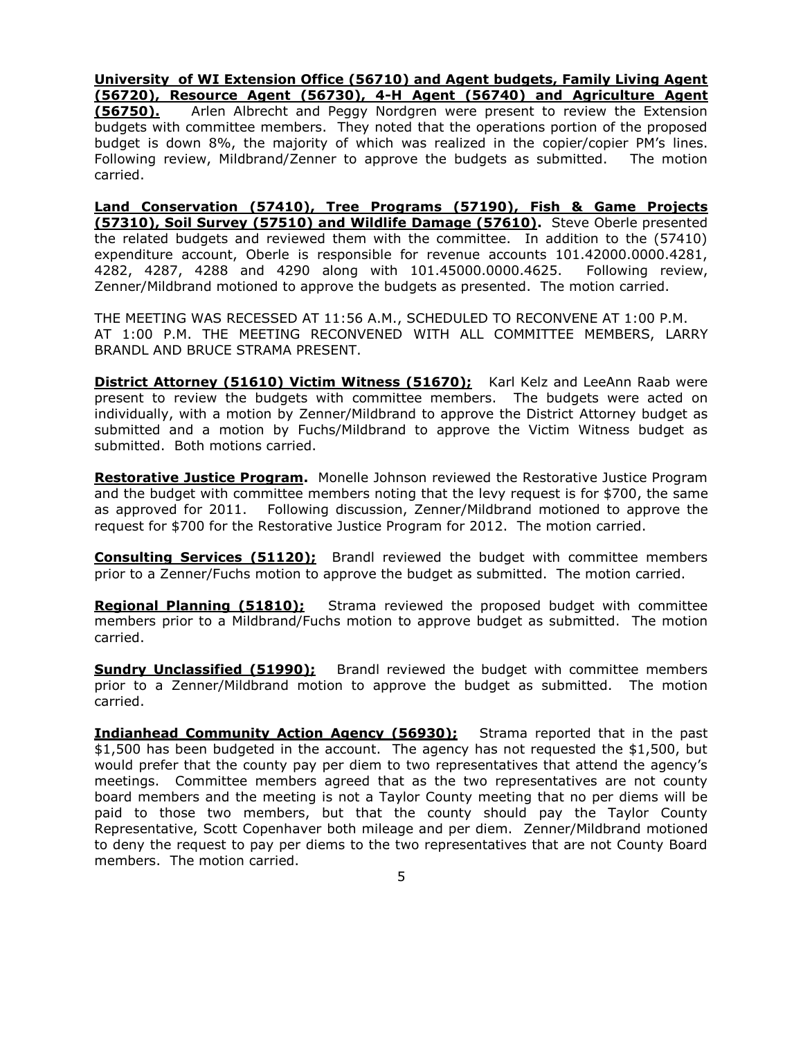**University of WI Extension Office (56710) and Agent budgets, Family Living Agent (56720), Resource Agent (56730), 4-H Agent (56740) and Agriculture Agent (56750).** Arlen Albrecht and Peggy Nordgren were present to review the Extension budgets with committee members. They noted that the operations portion of the proposed budget is down 8%, the majority of which was realized in the copier/copier PM's lines. Following review, Mildbrand/Zenner to approve the budgets as submitted. The motion carried.

**Land Conservation (57410), Tree Programs (57190), Fish & Game Projects (57310), Soil Survey (57510) and Wildlife Damage (57610).** Steve Oberle presented the related budgets and reviewed them with the committee. In addition to the (57410) expenditure account, Oberle is responsible for revenue accounts 101.42000.0000.4281, 4282, 4287, 4288 and 4290 along with 101.45000.0000.4625. Following review, Zenner/Mildbrand motioned to approve the budgets as presented. The motion carried.

THE MEETING WAS RECESSED AT 11:56 A.M., SCHEDULED TO RECONVENE AT 1:00 P.M. AT 1:00 P.M. THE MEETING RECONVENED WITH ALL COMMITTEE MEMBERS, LARRY BRANDL AND BRUCE STRAMA PRESENT.

**District Attorney (51610) Victim Witness (51670);** Karl Kelz and LeeAnn Raab were present to review the budgets with committee members. The budgets were acted on individually, with a motion by Zenner/Mildbrand to approve the District Attorney budget as submitted and a motion by Fuchs/Mildbrand to approve the Victim Witness budget as submitted. Both motions carried.

**Restorative Justice Program.** Monelle Johnson reviewed the Restorative Justice Program and the budget with committee members noting that the levy request is for $700, the same as approved for 2011. Following discussion, Zenner/Mildbrand motioned to approve the request for $700 for the Restorative Justice Program for 2012. The motion carried.

**Consulting Services (51120);** Brandl reviewed the budget with committee members prior to a Zenner/Fuchs motion to approve the budget as submitted. The motion carried.

**Regional Planning (51810);** Strama reviewed the proposed budget with committee members prior to a Mildbrand/Fuchs motion to approve budget as submitted. The motion carried.

**Sundry Unclassified (51990);** Brandl reviewed the budget with committee members prior to a Zenner/Mildbrand motion to approve the budget as submitted. The motion carried.

**Indianhead Community Action Agency (56930);** Strama reported that in the past $1,500 has been budgeted in the account. The agency has not requested the $1,500, but would prefer that the county pay per diem to two representatives that attend the agency's meetings. Committee members agreed that as the two representatives are not county board members and the meeting is not a Taylor County meeting that no per diems will be paid to those two members, but that the county should pay the Taylor County Representative, Scott Copenhaver both mileage and per diem. Zenner/Mildbrand motioned to deny the request to pay per diems to the two representatives that are not County Board members. The motion carried.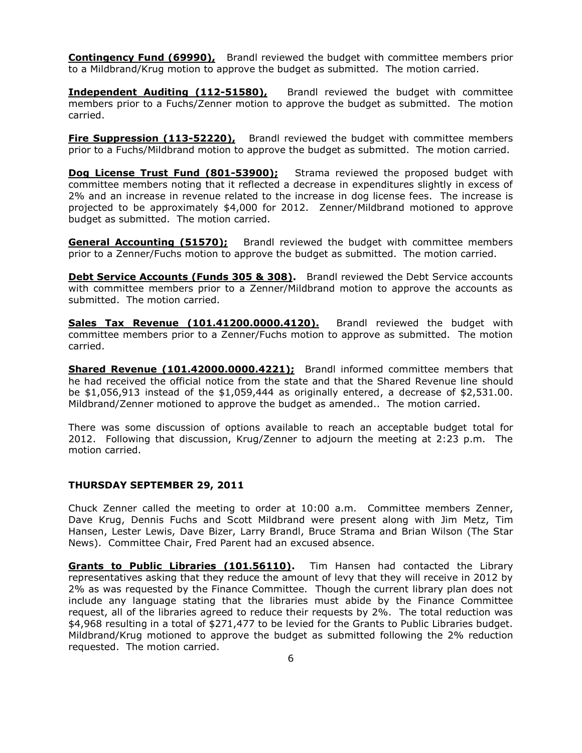**Contingency Fund (69990),** Brandl reviewed the budget with committee members prior to a Mildbrand/Krug motion to approve the budget as submitted. The motion carried.

**Independent Auditing (112-51580),** Brandl reviewed the budget with committee members prior to a Fuchs/Zenner motion to approve the budget as submitted. The motion carried.

**Fire Suppression (113-52220),** Brandl reviewed the budget with committee members prior to a Fuchs/Mildbrand motion to approve the budget as submitted. The motion carried.

**Dog License Trust Fund (801-53900);** Strama reviewed the proposed budget with committee members noting that it reflected a decrease in expenditures slightly in excess of 2% and an increase in revenue related to the increase in dog license fees. The increase is projected to be approximately $4,000 for 2012. Zenner/Mildbrand motioned to approve budget as submitted. The motion carried.

**General Accounting (51570);** Brandl reviewed the budget with committee members prior to a Zenner/Fuchs motion to approve the budget as submitted. The motion carried.

**Debt Service Accounts (Funds 305 & 308).** Brandl reviewed the Debt Service accounts with committee members prior to a Zenner/Mildbrand motion to approve the accounts as submitted. The motion carried.

**Sales Tax Revenue (101.41200.0000.4120).** Brandl reviewed the budget with committee members prior to a Zenner/Fuchs motion to approve as submitted. The motion carried.

**Shared Revenue (101.42000.0000.4221);** Brandl informed committee members that he had received the official notice from the state and that the Shared Revenue line should be $1,056,913 instead of the $1,059,444 as originally entered, a decrease of $2,531.00. Mildbrand/Zenner motioned to approve the budget as amended.. The motion carried.

There was some discussion of options available to reach an acceptable budget total for 2012. Following that discussion, Krug/Zenner to adjourn the meeting at 2:23 p.m. The motion carried.

## THURSDAY SEPTEMBER 29, 2011

Chuck Zenner called the meeting to order at 10:00 a.m. Committee members Zenner, Dave Krug, Dennis Fuchs and Scott Mildbrand were present along with Jim Metz, Tim Hansen, Lester Lewis, Dave Bizer, Larry Brandl, Bruce Strama and Brian Wilson (The Star News). Committee Chair, Fred Parent had an excused absence.

**Grants to Public Libraries (101.56110).** Tim Hansen had contacted the Library representatives asking that they reduce the amount of levy that they will receive in 2012 by 2% as was requested by the Finance Committee. Though the current library plan does not include any language stating that the libraries must abide by the Finance Committee request, all of the libraries agreed to reduce their requests by 2%. The total reduction was $4,968 resulting in a total of $271,477 to be levied for the Grants to Public Libraries budget. Mildbrand/Krug motioned to approve the budget as submitted following the 2% reduction requested. The motion carried.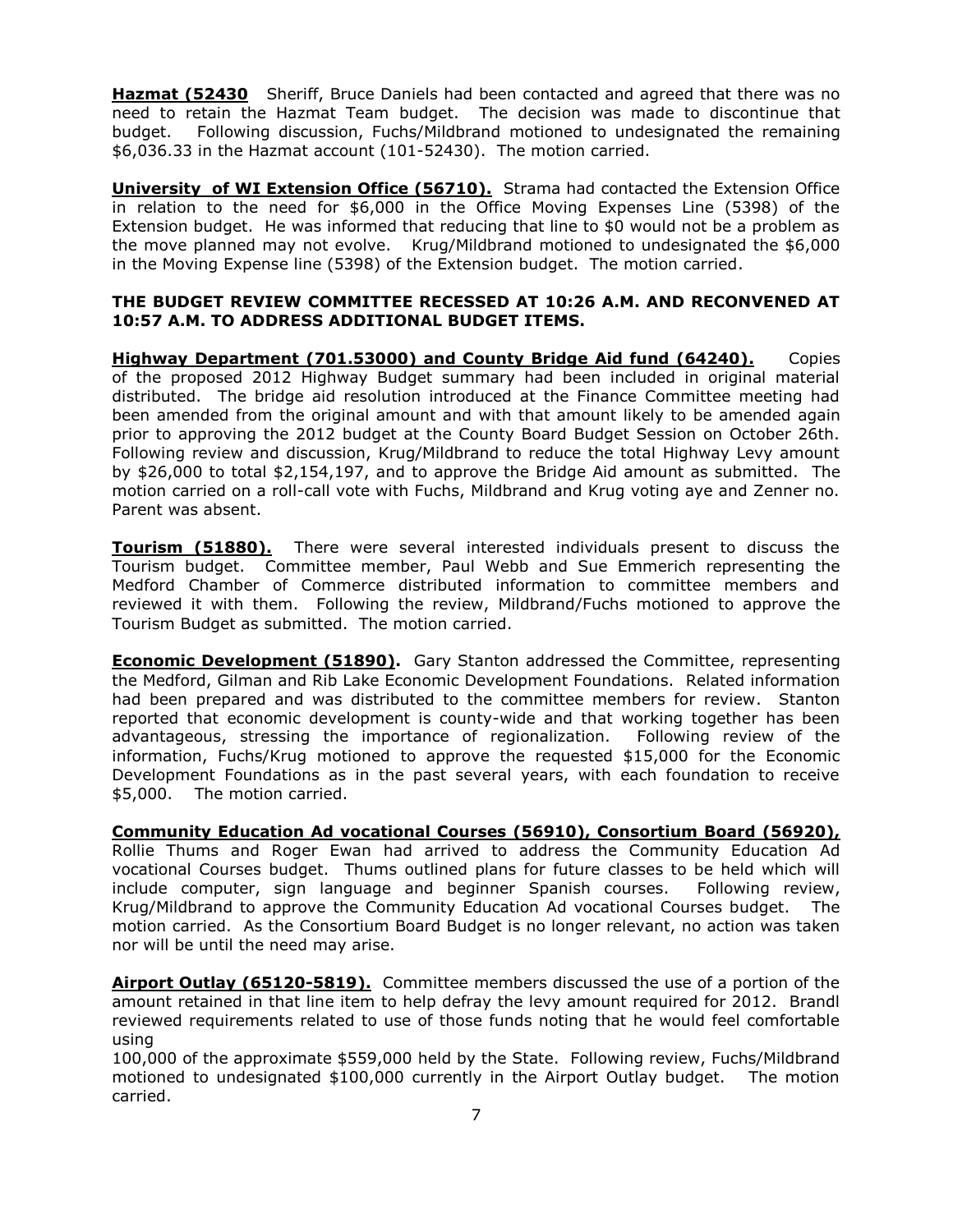**Hazmat (52430** Sheriff, Bruce Daniels had been contacted and agreed that there was no need to retain the Hazmat Team budget. The decision was made to discontinue that budget. Following discussion, Fuchs/Mildbrand motioned to undesignated the remaining $6,036.33 in the Hazmat account (101-52430). The motion carried.

**University of WI Extension Office (56710).** Strama had contacted the Extension Office in relation to the need for $6,000 in the Office Moving Expenses Line (5398) of the Extension budget. He was informed that reducing that line to $0 would not be a problem as the move planned may not evolve. Krug/Mildbrand motioned to undesignated the $6,000 in the Moving Expense line (5398) of the Extension budget. The motion carried.

**THE BUDGET REVIEW COMMITTEE RECESSED AT 10:26 A.M. AND RECONVENED AT 10:57 A.M. TO ADDRESS ADDITIONAL BUDGET ITEMS.**

**Highway Department (701.53000) and County Bridge Aid fund (64240).** Copies of the proposed 2012 Highway Budget summary had been included in original material distributed. The bridge aid resolution introduced at the Finance Committee meeting had been amended from the original amount and with that amount likely to be amended again prior to approving the 2012 budget at the County Board Budget Session on October 26th. Following review and discussion, Krug/Mildbrand to reduce the total Highway Levy amount by $26,000 to total $2,154,197, and to approve the Bridge Aid amount as submitted. The motion carried on a roll-call vote with Fuchs, Mildbrand and Krug voting aye and Zenner no. Parent was absent.

**Tourism (51880).** There were several interested individuals present to discuss the Tourism budget. Committee member, Paul Webb and Sue Emmerich representing the Medford Chamber of Commerce distributed information to committee members and reviewed it with them. Following the review, Mildbrand/Fuchs motioned to approve the Tourism Budget as submitted. The motion carried.

**Economic Development (51890).** Gary Stanton addressed the Committee, representing the Medford, Gilman and Rib Lake Economic Development Foundations. Related information had been prepared and was distributed to the committee members for review. Stanton reported that economic development is county-wide and that working together has been advantageous, stressing the importance of regionalization. Following review of the information, Fuchs/Krug motioned to approve the requested $15,000 for the Economic Development Foundations as in the past several years, with each foundation to receive $5,000. The motion carried.

**Community Education Ad vocational Courses (56910), Consortium Board (56920),** Rollie Thums and Roger Ewan had arrived to address the Community Education Ad vocational Courses budget. Thums outlined plans for future classes to be held which will include computer, sign language and beginner Spanish courses. Following review, Krug/Mildbrand to approve the Community Education Ad vocational Courses budget. The motion carried. As the Consortium Board Budget is no longer relevant, no action was taken nor will be until the need may arise.

**Airport Outlay (65120-5819).** Committee members discussed the use of a portion of the amount retained in that line item to help defray the levy amount required for 2012. Brandl reviewed requirements related to use of those funds noting that he would feel comfortable using
100,000 of the approximate $559,000 held by the State. Following review, Fuchs/Mildbrand motioned to undesignated $100,000 currently in the Airport Outlay budget. The motion carried.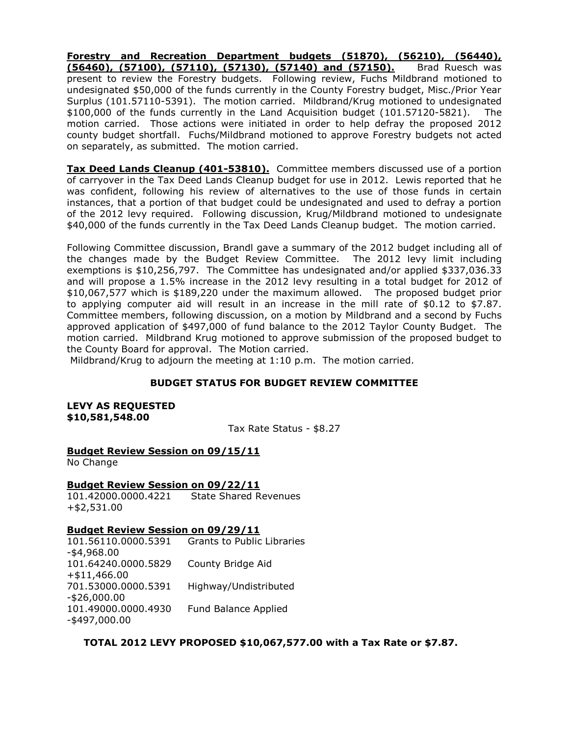**Forestry and Recreation Department budgets (51870), (56210), (56440), (56460), (57100), (57110), (57130), (57140) and (57150).** Brad Ruesch was present to review the Forestry budgets. Following review, Fuchs Mildbrand motioned to undesignated $50,000 of the funds currently in the County Forestry budget, Misc./Prior Year Surplus (101.57110-5391). The motion carried. Mildbrand/Krug motioned to undesignated $100,000 of the funds currently in the Land Acquisition budget (101.57120-5821). The motion carried. Those actions were initiated in order to help defray the proposed 2012 county budget shortfall. Fuchs/Mildbrand motioned to approve Forestry budgets not acted on separately, as submitted. The motion carried.

**Tax Deed Lands Cleanup (401-53810).** Committee members discussed use of a portion of carryover in the Tax Deed Lands Cleanup budget for use in 2012. Lewis reported that he was confident, following his review of alternatives to the use of those funds in certain instances, that a portion of that budget could be undesignated and used to defray a portion of the 2012 levy required. Following discussion, Krug/Mildbrand motioned to undesignate $40,000 of the funds currently in the Tax Deed Lands Cleanup budget. The motion carried.

Following Committee discussion, Brandl gave a summary of the 2012 budget including all of the changes made by the Budget Review Committee. The 2012 levy limit including exemptions is $10,256,797. The Committee has undesignated and/or applied $337,036.33 and will propose a 1.5% increase in the 2012 levy resulting in a total budget for 2012 of $10,067,577 which is $189,220 under the maximum allowed. The proposed budget prior to applying computer aid will result in an increase in the mill rate of $0.12 to $7.87. Committee members, following discussion, on a motion by Mildbrand and a second by Fuchs approved application of $497,000 of fund balance to the 2012 Taylor County Budget. The motion carried. Mildbrand Krug motioned to approve submission of the proposed budget to the County Board for approval. The Motion carried.

Mildbrand/Krug to adjourn the meeting at 1:10 p.m. The motion carried.

## BUDGET STATUS FOR BUDGET REVIEW COMMITTEE

**LEVY AS REQUESTED**
**$10,581,548.00**

Tax Rate Status - $8.27

**Budget Review Session on 09/15/11**

No Change

**Budget Review Session on 09/22/11**

101.42000.0000.4221 State Shared Revenues
+$2,531.00

**Budget Review Session on 09/29/11**

101.56110.0000.5391 Grants to Public Libraries
-$4,968.00
101.64240.0000.5829 County Bridge Aid
+$11,466.00
701.53000.0000.5391 Highway/Undistributed
-$26,000.00
101.49000.0000.4930 Fund Balance Applied
-$497,000.00

**TOTAL 2012 LEVY PROPOSED $10,067,577.00 with a Tax Rate or $7.87.**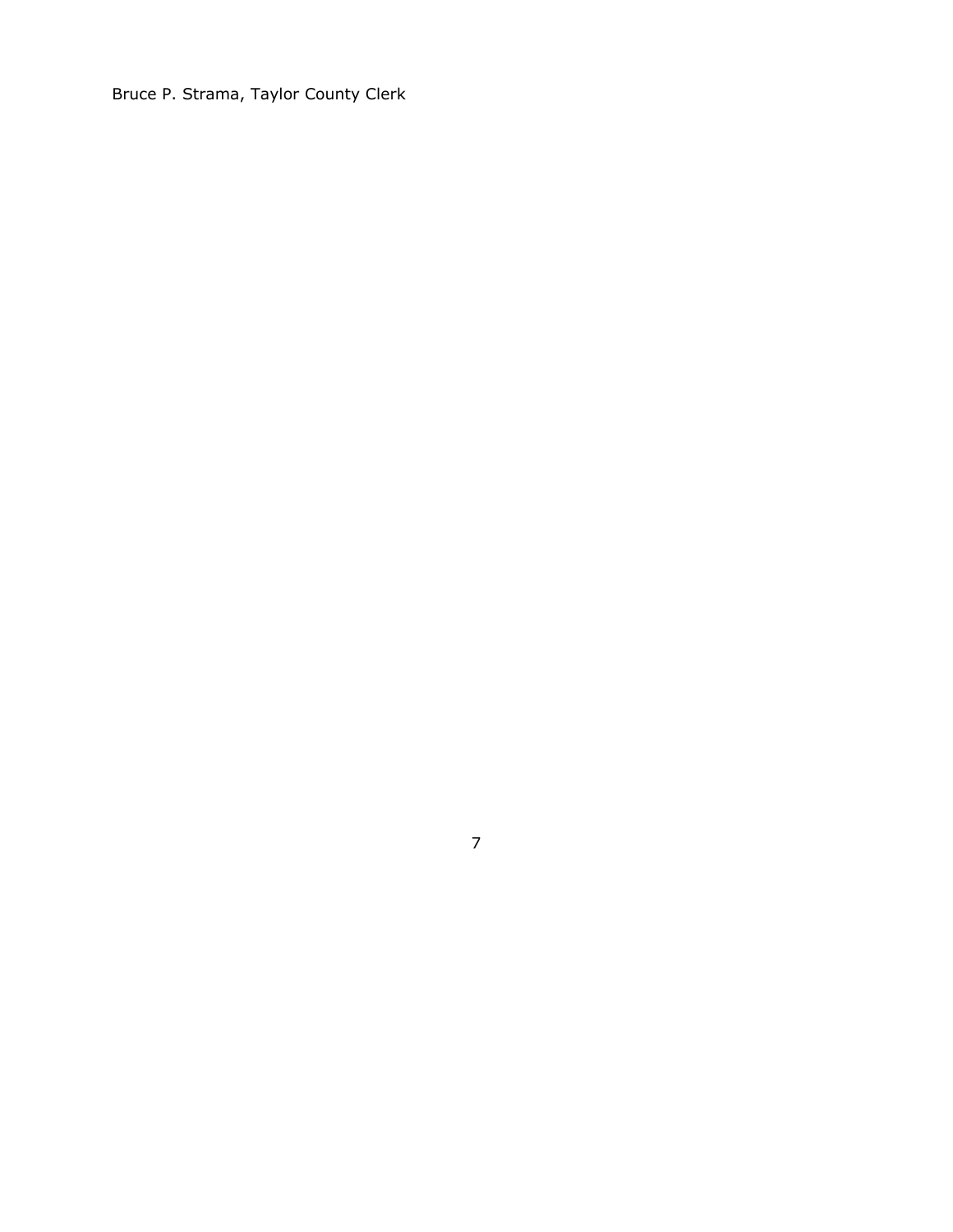Bruce P. Strama, Taylor County Clerk